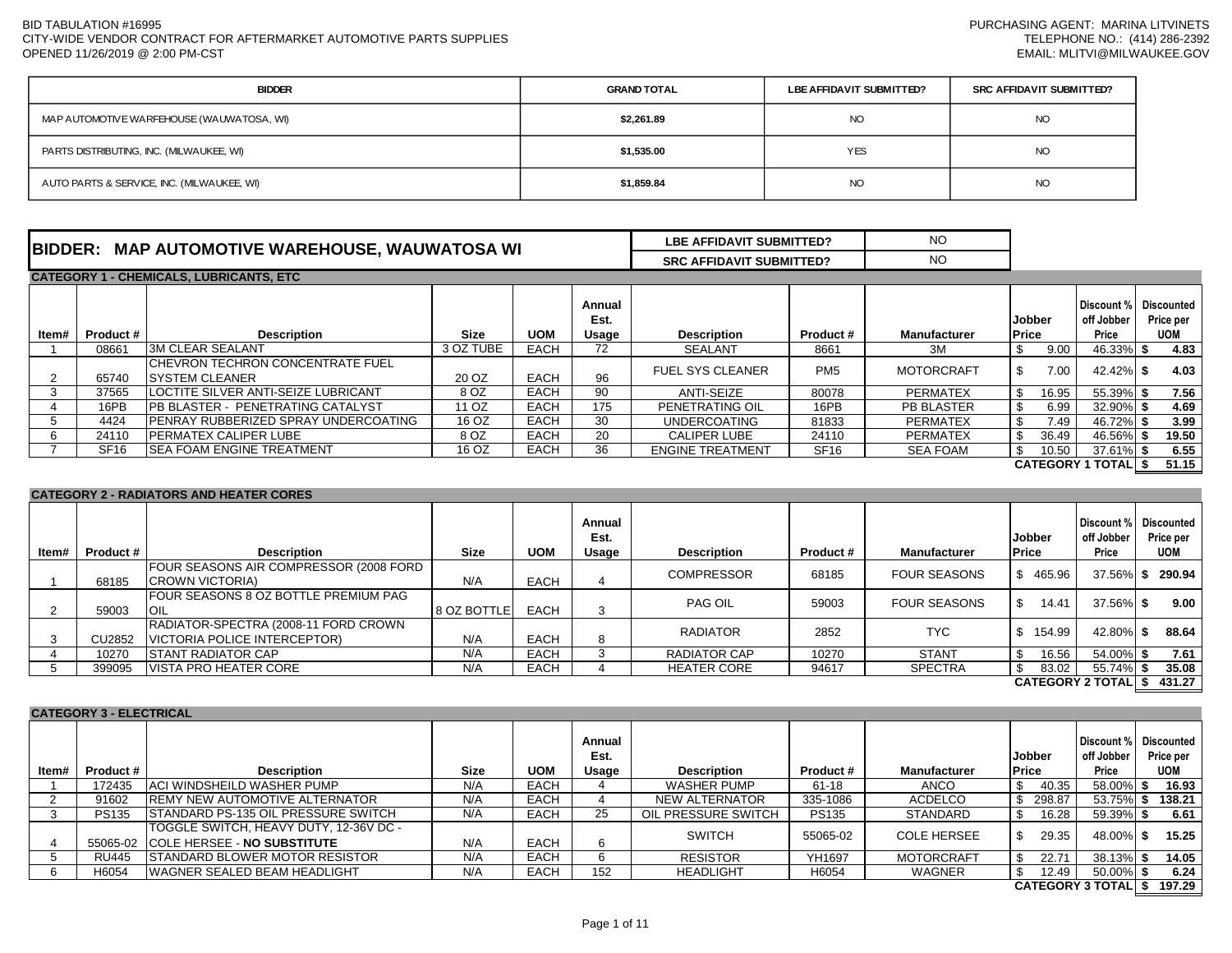BID TABULATION #16995
CITY-WIDE VENDOR CONTRACT FOR AFTERMARKET AUTOMOTIVE PARTS SUPPLIES
OPENED 11/26/2019 @ 2:00 PM-CST

PURCHASING AGENT: MARINA LITVINETS
TELEPHONE NO.: (414) 286-2392
EMAIL: MLITVI@MILWAUKEE.GOV

| BIDDER | GRAND TOTAL | LBE AFFIDAVIT SUBMITTED? | SRC AFFIDAVIT SUBMITTED? |
|---|---|---|---|
| MAP AUTOMOTIVE WAREHOUSE (WAUWATOSA, WI) | $2,261.89 | NO | NO |
| PARTS DISTRIBUTING, INC. (MILWAUKEE, WI) | $1,535.00 | YES | NO |
| AUTO PARTS & SERVICE, INC. (MILWAUKEE, WI) | $1,859.84 | NO | NO |

## BIDDER: MAP AUTOMOTIVE WAREHOUSE, WAUWATOSA WI

| LBE AFFIDAVIT SUBMITTED? | NO |
|---|---|
| SRC AFFIDAVIT SUBMITTED? | NO |

### CATEGORY 1 - CHEMICALS, LUBRICANTS, ETC

| Item# | Product # | Description | Size | UOM | Annual Est. Usage | Description | Product # | Manufacturer | Jobber Price | Discount % off Jobber Price | Discounted Price per UOM |
|---|---|---|---|---|---|---|---|---|---|---|---|
| 1 | 08661 | 3M CLEAR SEALANT | 3 OZ TUBE | EACH | 72 | SEALANT | 8661 | 3M | $ 9.00 | 46.33% | $ 4.83 |
| 2 | 65740 | CHEVRON TECHRON CONCENTRATE FUEL SYSTEM CLEANER | 20 OZ | EACH | 96 | FUEL SYS CLEANER | PM5 | MOTORCRAFT | $ 7.00 | 42.42% | $ 4.03 |
| 3 | 37565 | LOCTITE SILVER ANTI-SEIZE LUBRICANT | 8 OZ | EACH | 90 | ANTI-SEIZE | 80078 | PERMATEX | $ 16.95 | 55.39% | $ 7.56 |
| 4 | 16PB | PB BLASTER - PENETRATING CATALYST | 11 OZ | EACH | 175 | PENETRATING OIL | 16PB | PB BLASTER | $ 6.99 | 32.90% | $ 4.69 |
| 5 | 4424 | PENRAY RUBBERIZED SPRAY UNDERCOATING | 16 OZ | EACH | 30 | UNDERCOATING | 81833 | PERMATEX | $ 7.49 | 46.72% | $ 3.99 |
| 6 | 24110 | PERMATEX CALIPER LUBE | 8 OZ | EACH | 20 | CALIPER LUBE | 24110 | PERMATEX | $ 36.49 | 46.56% | $ 19.50 |
| 7 | SF16 | SEA FOAM ENGINE TREATMENT | 16 OZ | EACH | 36 | ENGINE TREATMENT | SF16 | SEA FOAM | $ 10.50 | 37.61% | $ 6.55 |
| | | | | | | | | | | CATEGORY 1 TOTAL | $ 51.15 |

### CATEGORY 2 - RADIATORS AND HEATER CORES

| Item# | Product # | Description | Size | UOM | Annual Est. Usage | Description | Product # | Manufacturer | Jobber Price | Discount % off Jobber Price | Discounted Price per UOM |
|---|---|---|---|---|---|---|---|---|---|---|---|
| 1 | 68185 | FOUR SEASONS AIR COMPRESSOR (2008 FORD CROWN VICTORIA) | N/A | EACH | 4 | COMPRESSOR | 68185 | FOUR SEASONS | $ 465.96 | 37.56% | $ 290.94 |
| 2 | 59003 | FOUR SEASONS 8 OZ BOTTLE PREMIUM PAG OIL | 8 OZ BOTTLE | EACH | 3 | PAG OIL | 59003 | FOUR SEASONS | $ 14.41 | 37.56% | $ 9.00 |
| 3 | CU2852 | RADIATOR-SPECTRA (2008-11 FORD CROWN VICTORIA POLICE INTERCEPTOR) | N/A | EACH | 8 | RADIATOR | 2852 | TYC | $ 154.99 | 42.80% | $ 88.64 |
| 4 | 10270 | STANT RADIATOR CAP | N/A | EACH | 3 | RADIATOR CAP | 10270 | STANT | $ 16.56 | 54.00% | $ 7.61 |
| 5 | 399095 | VISTA PRO HEATER CORE | N/A | EACH | 4 | HEATER CORE | 94617 | SPECTRA | $ 83.02 | 55.74% | $ 35.08 |
| | | | | | | | | | | CATEGORY 2 TOTAL | $ 431.27 |

### CATEGORY 3 - ELECTRICAL

| Item# | Product # | Description | Size | UOM | Annual Est. Usage | Description | Product # | Manufacturer | Jobber Price | Discount % off Jobber Price | Discounted Price per UOM |
|---|---|---|---|---|---|---|---|---|---|---|---|
| 1 | 172435 | ACI WINDSHEILD WASHER PUMP | N/A | EACH | 4 | WASHER PUMP | 61-18 | ANCO | $ 40.35 | 58.00% | $ 16.93 |
| 2 | 91602 | REMY NEW AUTOMOTIVE ALTERNATOR | N/A | EACH | 4 | NEW ALTERNATOR | 335-1086 | ACDELCO | $ 298.87 | 53.75% | $ 138.21 |
| 3 | PS135 | STANDARD PS-135 OIL PRESSURE SWITCH | N/A | EACH | 25 | OIL PRESSURE SWITCH | PS135 | STANDARD | $ 16.28 | 59.39% | $ 6.61 |
| 4 | 55065-02 | TOGGLE SWITCH, HEAVY DUTY, 12-36V DC - COLE HERSEE - **NO SUBSTITUTE** | N/A | EACH | 6 | SWITCH | 55065-02 | COLE HERSEE | $ 29.35 | 48.00% | $ 15.25 |
| 5 | RU445 | STANDARD BLOWER MOTOR RESISTOR | N/A | EACH | 6 | RESISTOR | YH1697 | MOTORCRAFT | $ 22.71 | 38.13% | $ 14.05 |
| 6 | H6054 | WAGNER SEALED BEAM HEADLIGHT | N/A | EACH | 152 | HEADLIGHT | H6054 | WAGNER | $ 12.49 | 50.00% | $ 6.24 |
| | | | | | | | | | | CATEGORY 3 TOTAL | $ 197.29 |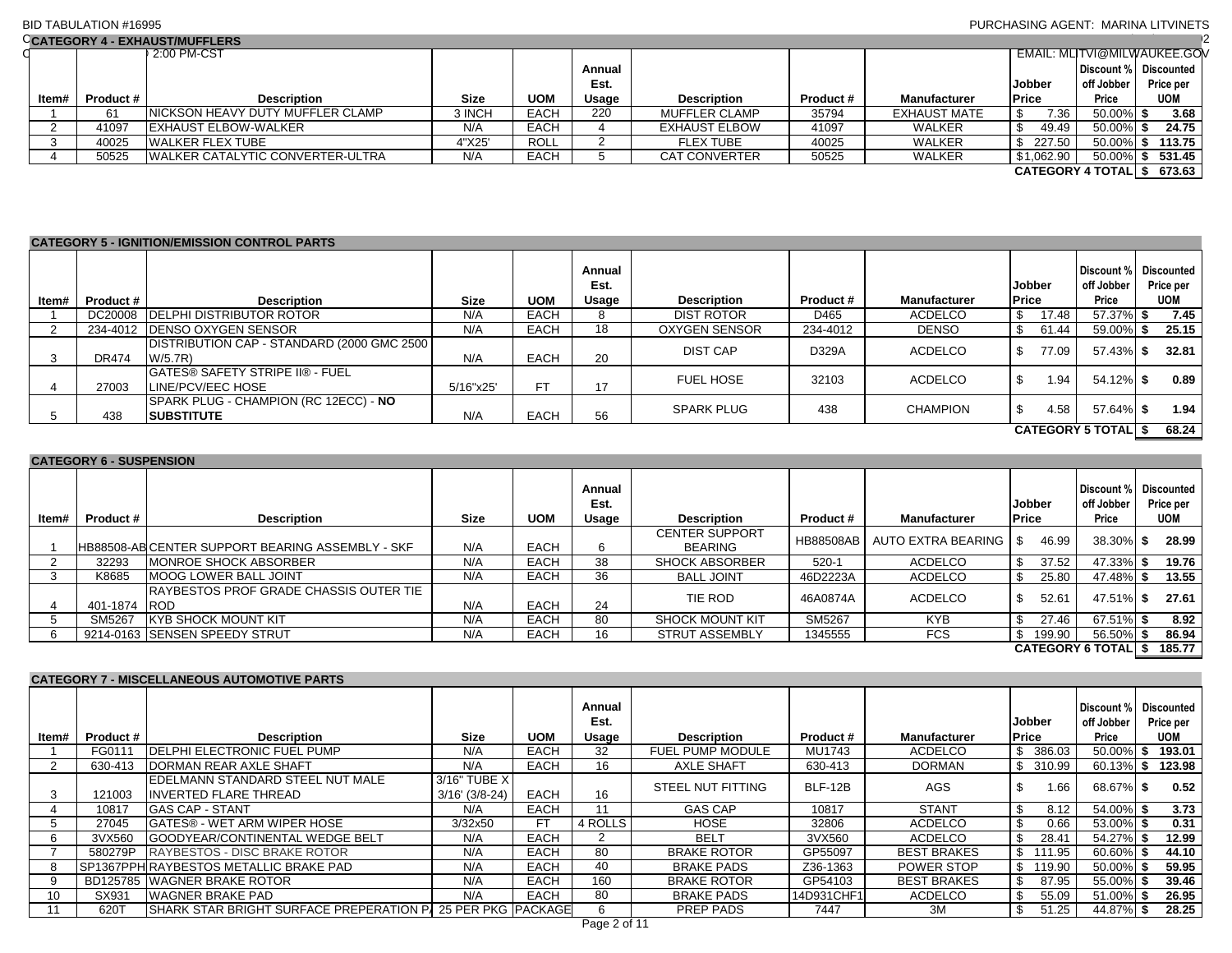BID TABULATION #16995

PURCHASING AGENT: MARINA LITVINETS

EMAIL: MLITVI@MILWAUKEE.GOV

## CATEGORY 4 - EXHAUST/MUFFLERS

| Item# | Product # | Description | Size | UOM | Annual Est. Usage | Description | Product # | Manufacturer | Jobber Price | Discount % off Jobber Price | Discounted Price per UOM |
|---|---|---|---|---|---|---|---|---|---|---|---|
| 1 | 61 | NICKSON HEAVY DUTY MUFFLER CLAMP | 3 INCH | EACH | 220 | MUFFLER CLAMP | 35794 | EXHAUST MATE | $ 7.36 | 50.00% | $ 3.68 |
| 2 | 41097 | EXHAUST ELBOW-WALKER | N/A | EACH | 4 | EXHAUST ELBOW | 41097 | WALKER | $ 49.49 | 50.00% | $ 24.75 |
| 3 | 40025 | WALKER FLEX TUBE | 4"X25' | ROLL | 2 | FLEX TUBE | 40025 | WALKER | $ 227.50 | 50.00% | $ 113.75 |
| 4 | 50525 | WALKER CATALYTIC CONVERTER-ULTRA | N/A | EACH | 5 | CAT CONVERTER | 50525 | WALKER | $1,062.90 | 50.00% | $ 531.45 |
| | | | | | | | | | | **CATEGORY 4 TOTAL** | **$ 673.63** |

## CATEGORY 5 - IGNITION/EMISSION CONTROL PARTS

| Item# | Product # | Description | Size | UOM | Annual Est. Usage | Description | Product # | Manufacturer | Jobber Price | Discount % off Jobber Price | Discounted Price per UOM |
|---|---|---|---|---|---|---|---|---|---|---|---|
| 1 | DC20008 | DELPHI DISTRIBUTOR ROTOR | N/A | EACH | 8 | DIST ROTOR | D465 | ACDELCO | $ 17.48 | 57.37% | $ 7.45 |
| 2 | 234-4012 | DENSO OXYGEN SENSOR | N/A | EACH | 18 | OXYGEN SENSOR | 234-4012 | DENSO | $ 61.44 | 59.00% | $ 25.15 |
| 3 | DR474 | DISTRIBUTION CAP - STANDARD (2000 GMC 2500 W/5.7R) | N/A | EACH | 20 | DIST CAP | D329A | ACDELCO | $ 77.09 | 57.43% | $ 32.81 |
| 4 | 27003 | GATES® SAFETY STRIPE II® - FUEL LINE/PCV/EEC HOSE | 5/16"x25' | FT | 17 | FUEL HOSE | 32103 | ACDELCO | $ 1.94 | 54.12% | $ 0.89 |
| 5 | 438 | SPARK PLUG - CHAMPION (RC 12ECC) - **NO SUBSTITUTE** | N/A | EACH | 56 | SPARK PLUG | 438 | CHAMPION | $ 4.58 | 57.64% | $ 1.94 |
| | | | | | | | | | | **CATEGORY 5 TOTAL** | **$ 68.24** |

## CATEGORY 6 - SUSPENSION

| Item# | Product # | Description | Size | UOM | Annual Est. Usage | Description | Product # | Manufacturer | Jobber Price | Discount % off Jobber Price | Discounted Price per UOM |
|---|---|---|---|---|---|---|---|---|---|---|---|
| 1 | HB88508-AB | CENTER SUPPORT BEARING ASSEMBLY - SKF | N/A | EACH | 6 | CENTER SUPPORT BEARING | HB88508AB | AUTO EXTRA BEARING | $ 46.99 | 38.30% | $ 28.99 |
| 2 | 32293 | MONROE SHOCK ABSORBER | N/A | EACH | 38 | SHOCK ABSORBER | 520-1 | ACDELCO | $ 37.52 | 47.33% | $ 19.76 |
| 3 | K8685 | MOOG LOWER BALL JOINT | N/A | EACH | 36 | BALL JOINT | 46D2223A | ACDELCO | $ 25.80 | 47.48% | $ 13.55 |
| 4 | 401-1874 | RAYBESTOS PROF GRADE CHASSIS OUTER TIE ROD | N/A | EACH | 24 | TIE ROD | 46A0874A | ACDELCO | $ 52.61 | 47.51% | $ 27.61 |
| 5 | SM5267 | KYB SHOCK MOUNT KIT | N/A | EACH | 80 | SHOCK MOUNT KIT | SM5267 | KYB | $ 27.46 | 67.51% | $ 8.92 |
| 6 | 9214-0163 | SENSEN SPEEDY STRUT | N/A | EACH | 16 | STRUT ASSEMBLY | 1345555 | FCS | $ 199.90 | 56.50% | $ 86.94 |
| | | | | | | | | | | **CATEGORY 6 TOTAL** | **$ 185.77** |

## CATEGORY 7 - MISCELLANEOUS AUTOMOTIVE PARTS

| Item# | Product # | Description | Size | UOM | Annual Est. Usage | Description | Product # | Manufacturer | Jobber Price | Discount % off Jobber Price | Discounted Price per UOM |
|---|---|---|---|---|---|---|---|---|---|---|---|
| 1 | FG0111 | DELPHI ELECTRONIC FUEL PUMP | N/A | EACH | 32 | FUEL PUMP MODULE | MU1743 | ACDELCO | $ 386.03 | 50.00% | $ 193.01 |
| 2 | 630-413 | DORMAN REAR AXLE SHAFT | N/A | EACH | 16 | AXLE SHAFT | 630-413 | DORMAN | $ 310.99 | 60.13% | $ 123.98 |
| 3 | 121003 | EDELMANN STANDARD STEEL NUT MALE INVERTED FLARE THREAD | 3/16" TUBE X 3/16' (3/8-24) | EACH | 16 | STEEL NUT FITTING | BLF-12B | AGS | $ 1.66 | 68.67% | $ 0.52 |
| 4 | 10817 | GAS CAP - STANT | N/A | EACH | 11 | GAS CAP | 10817 | STANT | $ 8.12 | 54.00% | $ 3.73 |
| 5 | 27045 | GATES® - WET ARM WIPER HOSE | 3/32x50 | FT | 4 ROLLS | HOSE | 32806 | ACDELCO | $ 0.66 | 53.00% | $ 0.31 |
| 6 | 3VX560 | GOODYEAR/CONTINENTAL WEDGE BELT | N/A | EACH | 2 | BELT | 3VX560 | ACDELCO | $ 28.41 | 54.27% | $ 12.99 |
| 7 | 580279P | RAYBESTOS - DISC BRAKE ROTOR | N/A | EACH | 80 | BRAKE ROTOR | GP55097 | BEST BRAKES | $ 111.95 | 60.60% | $ 44.10 |
| 8 | SP1367PPH | RAYBESTOS METALLIC BRAKE PAD | N/A | EACH | 40 | BRAKE PADS | Z36-1363 | POWER STOP | $ 119.90 | 50.00% | $ 59.95 |
| 9 | BD125785 | WAGNER BRAKE ROTOR | N/A | EACH | 160 | BRAKE ROTOR | GP54103 | BEST BRAKES | $ 87.95 | 55.00% | $ 39.46 |
| 10 | SX931 | WAGNER BRAKE PAD | N/A | EACH | 80 | BRAKE PADS | 14D931CHF1 | ACDELCO | $ 55.09 | 51.00% | $ 26.95 |
| 11 | 620T | SHARK STAR BRIGHT SURFACE PREPERATION P/ | 25 PER PKG | PACKAGE | 6 | PREP PADS | 7447 | 3M | $ 51.25 | 44.87% | $ 28.25 |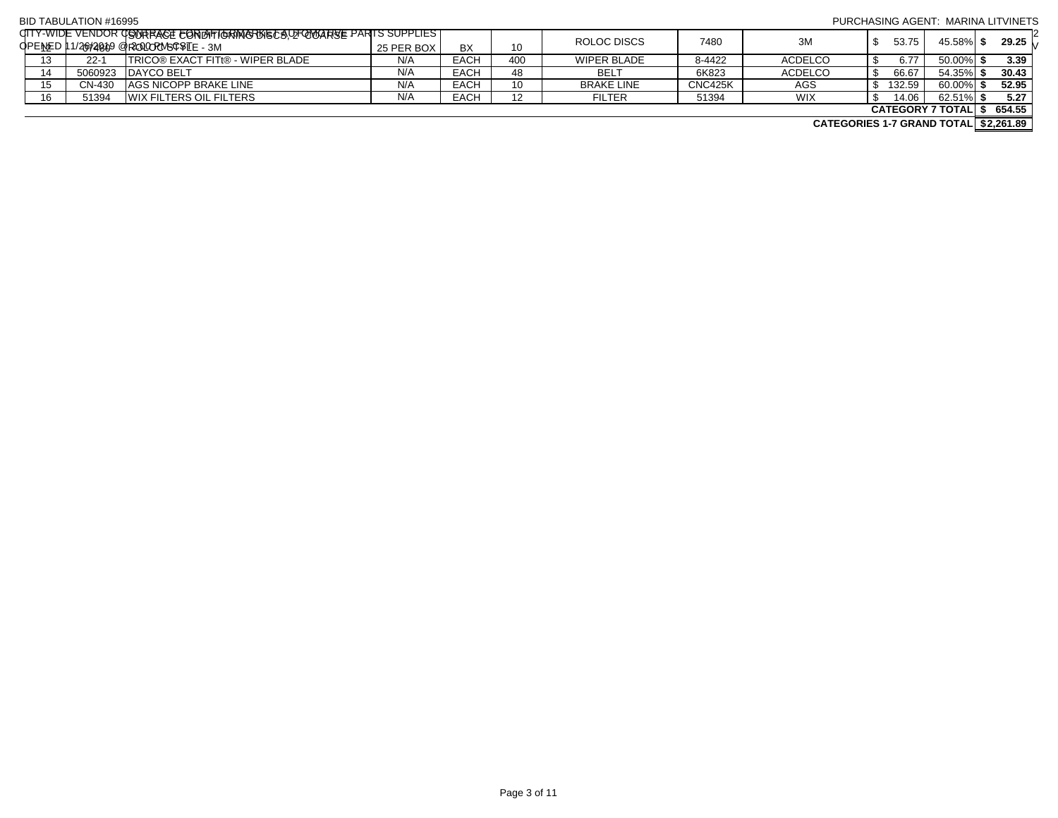BID TABULATION #16995

PURCHASING AGENT: MARINA LITVINETS

CITY-WIDE VENDOR CONTRACT FOR AFTERMARKET AUTOMOTIVE PARTS SUPPLIES

OPENED 11/26/2019 @ 2:00 PM CST

| | | | | | | | | | | | |
|---|---|---|---|---|---|---|---|---|---|---|---|
| 12 | 07480 | SURFACE CONDITIONING DISCS, 2" COARSE ROLOC STYLE - 3M | 25 PER BOX | BX | 10 | ROLOC DISCS | 7480 | 3M | $ 53.75 | 45.58% | $ 29.25 |
| 13 | 22-1 | TRICO® EXACT FITt® - WIPER BLADE | N/A | EACH | 400 | WIPER BLADE | 8-4422 | ACDELCO | $ 6.77 | 50.00% | $ 3.39 |
| 14 | 5060923 | DAYCO BELT | N/A | EACH | 48 | BELT | 6K823 | ACDELCO | $ 66.67 | 54.35% | $ 30.43 |
| 15 | CN-430 | AGS NICOPP BRAKE LINE | N/A | EACH | 10 | BRAKE LINE | CNC425K | AGS | $ 132.59 | 60.00% | $ 52.95 |
| 16 | 51394 | WIX FILTERS OIL FILTERS | N/A | EACH | 12 | FILTER | 51394 | WIX | $ 14.06 | 62.51% | $ 5.27 |
| | | | | | | | | | | **CATEGORY 7 TOTAL** | **$ 654.55** |
| | | | | | | | | | | **CATEGORIES 1-7 GRAND TOTAL** | **$2,261.89** |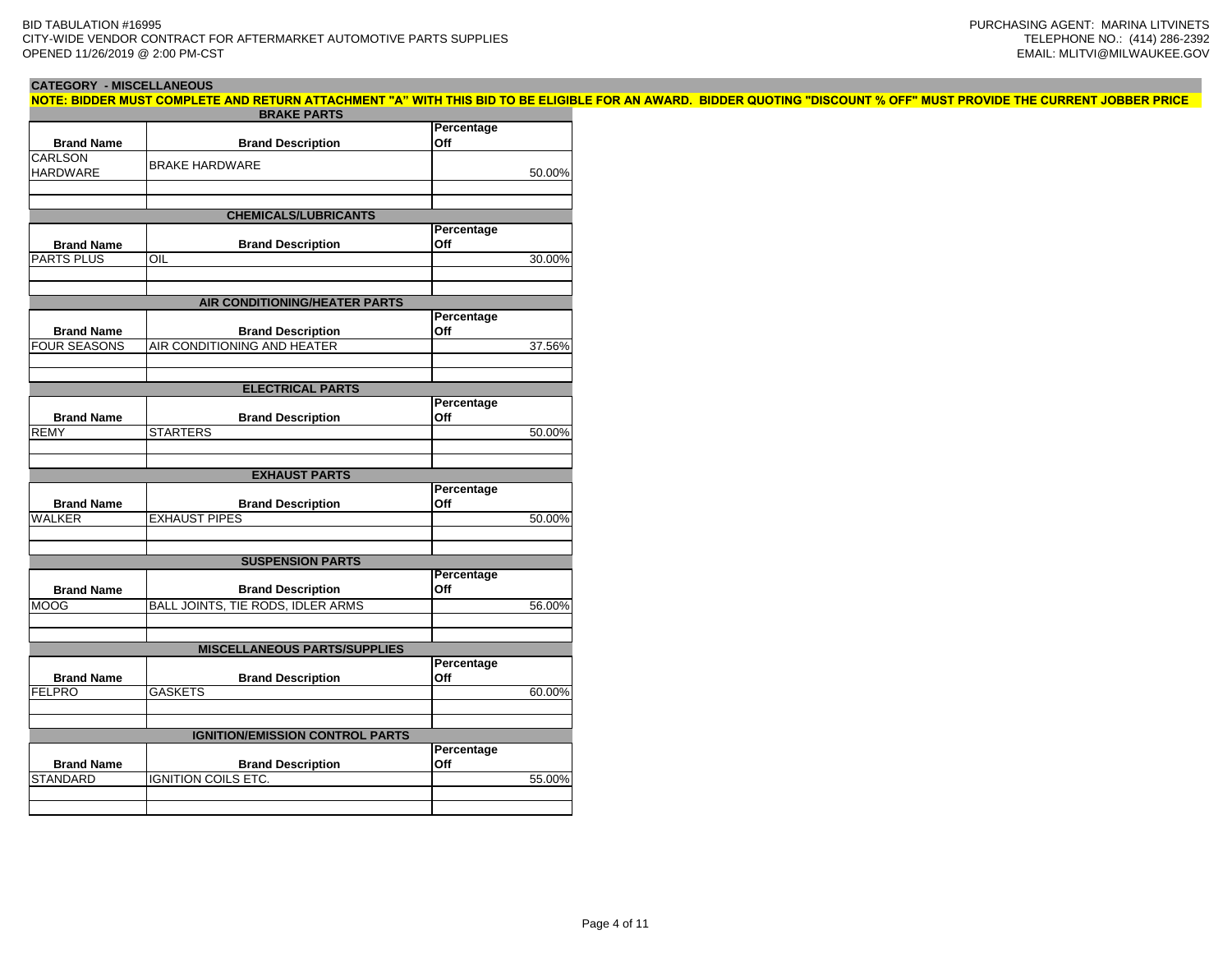BID TABULATION #16995
CITY-WIDE VENDOR CONTRACT FOR AFTERMARKET AUTOMOTIVE PARTS SUPPLIES
OPENED 11/26/2019 @ 2:00 PM-CST

PURCHASING AGENT: MARINA LITVINETS
TELEPHONE NO.: (414) 286-2392
EMAIL: MLITVI@MILWAUKEE.GOV

**CATEGORY - MISCELLANEOUS**

**NOTE: BIDDER MUST COMPLETE AND RETURN ATTACHMENT "A" WITH THIS BID TO BE ELIGIBLE FOR AN AWARD. BIDDER QUOTING "DISCOUNT % OFF" MUST PROVIDE THE CURRENT JOBBER PRICE**

**BRAKE PARTS**

| Brand Name | Brand Description | Percentage Off |
|---|---|---|
| CARLSON HARDWARE | BRAKE HARDWARE | 50.00% |
| | | |
| | | |

**CHEMICALS/LUBRICANTS**

| Brand Name | Brand Description | Percentage Off |
|---|---|---|
| PARTS PLUS | OIL | 30.00% |
| | | |
| | | |

**AIR CONDITIONING/HEATER PARTS**

| Brand Name | Brand Description | Percentage Off |
|---|---|---|
| FOUR SEASONS | AIR CONDITIONING AND HEATER | 37.56% |
| | | |
| | | |

**ELECTRICAL PARTS**

| Brand Name | Brand Description | Percentage Off |
|---|---|---|
| REMY | STARTERS | 50.00% |
| | | |
| | | |

**EXHAUST PARTS**

| Brand Name | Brand Description | Percentage Off |
|---|---|---|
| WALKER | EXHAUST PIPES | 50.00% |
| | | |
| | | |

**SUSPENSION PARTS**

| Brand Name | Brand Description | Percentage Off |
|---|---|---|
| MOOG | BALL JOINTS, TIE RODS, IDLER ARMS | 56.00% |
| | | |
| | | |

**MISCELLANEOUS PARTS/SUPPLIES**

| Brand Name | Brand Description | Percentage Off |
|---|---|---|
| FELPRO | GASKETS | 60.00% |
| | | |
| | | |

**IGNITION/EMISSION CONTROL PARTS**

| Brand Name | Brand Description | Percentage Off |
|---|---|---|
| STANDARD | IGNITION COILS ETC. | 55.00% |
| | | |
| | | |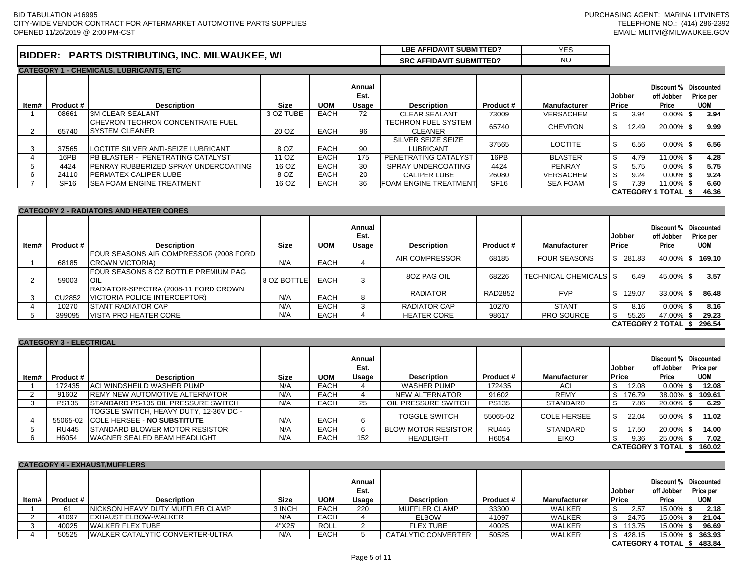BID TABULATION #16995
CITY-WIDE VENDOR CONTRACT FOR AFTERMARKET AUTOMOTIVE PARTS SUPPLIES
OPENED 11/26/2019 @ 2:00 PM-CST

PURCHASING AGENT: MARINA LITVINETS
TELEPHONE NO.: (414) 286-2392
EMAIL: MLITVI@MILWAUKEE.GOV

# BIDDER: PARTS DISTRIBUTING, INC. MILWAUKEE, WI

| LBE AFFIDAVIT SUBMITTED? | YES |
|---|---|
| SRC AFFIDAVIT SUBMITTED? | NO |

## CATEGORY 1 - CHEMICALS, LUBRICANTS, ETC

| Item# | Product # | Description | Size | UOM | Annual Est. Usage | Description | Product # | Manufacturer | Jobber Price | Discount % off Jobber Price | Discounted Price per UOM |
|---|---|---|---|---|---|---|---|---|---|---|---|
| 1 | 08661 | 3M CLEAR SEALANT | 3 OZ TUBE | EACH | 72 | CLEAR SEALANT | 73009 | VERSACHEM | $ 3.94 | 0.00% | $ 3.94 |
| 2 | 65740 | CHEVRON TECHRON CONCENTRATE FUEL SYSTEM CLEANER | 20 OZ | EACH | 96 | TECHRON FUEL SYSTEM CLEANER | 65740 | CHEVRON | $ 12.49 | 20.00% | $ 9.99 |
| 3 | 37565 | LOCTITE SILVER ANTI-SEIZE LUBRICANT | 8 OZ | EACH | 90 | SILVER SEIZE SEIZE LUBRICANT | 37565 | LOCTITE | $ 6.56 | 0.00% | $ 6.56 |
| 4 | 16PB | PB BLASTER - PENETRATING CATALYST | 11 OZ | EACH | 175 | PENETRATING CATALYST | 16PB | BLASTER | $ 4.79 | 11.00% | $ 4.28 |
| 5 | 4424 | PENRAY RUBBERIZED SPRAY UNDERCOATING | 16 OZ | EACH | 30 | SPRAY UNDERCOATING | 4424 | PENRAY | $ 5.75 | 0.00% | $ 5.75 |
| 6 | 24110 | PERMATEX CALIPER LUBE | 8 OZ | EACH | 20 | CALIPER LUBE | 26080 | VERSACHEM | $ 9.24 | 0.00% | $ 9.24 |
| 7 | SF16 | SEA FOAM ENGINE TREATMENT | 16 OZ | EACH | 36 | FOAM ENGINE TREATMENT | SF16 | SEA FOAM | $ 7.39 | 11.00% | $ 6.60 |
| | | | | | | | | | | **CATEGORY 1 TOTAL** | **$ 46.36** |

## CATEGORY 2 - RADIATORS AND HEATER CORES

| Item# | Product # | Description | Size | UOM | Annual Est. Usage | Description | Product # | Manufacturer | Jobber Price | Discount % off Jobber Price | Discounted Price per UOM |
|---|---|---|---|---|---|---|---|---|---|---|---|
| 1 | 68185 | FOUR SEASONS AIR COMPRESSOR (2008 FORD CROWN VICTORIA) | N/A | EACH | 4 | AIR COMPRESSOR | 68185 | FOUR SEASONS | $ 281.83 | 40.00% | $ 169.10 |
| 2 | 59003 | FOUR SEASONS 8 OZ BOTTLE PREMIUM PAG OIL | 8 OZ BOTTLE | EACH | 3 | 8OZ PAG OIL | 68226 | TECHNICAL CHEMICALS | $ 6.49 | 45.00% | $ 3.57 |
| 3 | CU2852 | RADIATOR-SPECTRA (2008-11 FORD CROWN VICTORIA POLICE INTERCEPTOR) | N/A | EACH | 8 | RADIATOR | RAD2852 | FVP | $ 129.07 | 33.00% | $ 86.48 |
| 4 | 10270 | STANT RADIATOR CAP | N/A | EACH | 3 | RADIATOR CAP | 10270 | STANT | $ 8.16 | 0.00% | $ 8.16 |
| 5 | 399095 | VISTA PRO HEATER CORE | N/A | EACH | 4 | HEATER CORE | 98617 | PRO SOURCE | $ 55.26 | 47.00% | $ 29.23 |
| | | | | | | | | | | **CATEGORY 2 TOTAL** | **$ 296.54** |

## CATEGORY 3 - ELECTRICAL

| Item# | Product # | Description | Size | UOM | Annual Est. Usage | Description | Product # | Manufacturer | Jobber Price | Discount % off Jobber Price | Discounted Price per UOM |
|---|---|---|---|---|---|---|---|---|---|---|---|
| 1 | 172435 | ACI WINDSHEILD WASHER PUMP | N/A | EACH | 4 | WASHER PUMP | 172435 | ACI | $ 12.08 | 0.00% | $ 12.08 |
| 2 | 91602 | REMY NEW AUTOMOTIVE ALTERNATOR | N/A | EACH | 4 | NEW ALTERNATOR | 91602 | REMY | $ 176.79 | 38.00% | $ 109.61 |
| 3 | PS135 | STANDARD PS-135 OIL PRESSURE SWITCH | N/A | EACH | 25 | OIL PRESSURE SWITCH | PS135 | STANDARD | $ 7.86 | 20.00% | $ 6.29 |
| 4 | 55065-02 | TOGGLE SWITCH, HEAVY DUTY, 12-36V DC - COLE HERSEE - **NO SUBSTITUTE** | N/A | EACH | 6 | TOGGLE SWITCH | 55065-02 | COLE HERSEE | $ 22.04 | 50.00% | $ 11.02 |
| 5 | RU445 | STANDARD BLOWER MOTOR RESISTOR | N/A | EACH | 6 | BLOW MOTOR RESISTOR | RU445 | STANDARD | $ 17.50 | 20.00% | $ 14.00 |
| 6 | H6054 | WAGNER SEALED BEAM HEADLIGHT | N/A | EACH | 152 | HEADLIGHT | H6054 | EIKO | $ 9.36 | 25.00% | $ 7.02 |
| | | | | | | | | | | **CATEGORY 3 TOTAL** | **$ 160.02** |

## CATEGORY 4 - EXHAUST/MUFFLERS

| Item# | Product # | Description | Size | UOM | Annual Est. Usage | Description | Product # | Manufacturer | Jobber Price | Discount % off Jobber Price | Discounted Price per UOM |
|---|---|---|---|---|---|---|---|---|---|---|---|
| 1 | 61 | NICKSON HEAVY DUTY MUFFLER CLAMP | 3 INCH | EACH | 220 | MUFFLER CLAMP | 33300 | WALKER | $ 2.57 | 15.00% | $ 2.18 |
| 2 | 41097 | EXHAUST ELBOW-WALKER | N/A | EACH | 4 | ELBOW | 41097 | WALKER | $ 24.75 | 15.00% | $ 21.04 |
| 3 | 40025 | WALKER FLEX TUBE | 4"X25' | ROLL | 2 | FLEX TUBE | 40025 | WALKER | $ 113.75 | 15.00% | $ 96.69 |
| 4 | 50525 | WALKER CATALYTIC CONVERTER-ULTRA | N/A | EACH | 5 | CATALYTIC CONVERTER | 50525 | WALKER | $ 428.15 | 15.00% | $ 363.93 |
| | | | | | | | | | | **CATEGORY 4 TOTAL** | **$ 483.84** |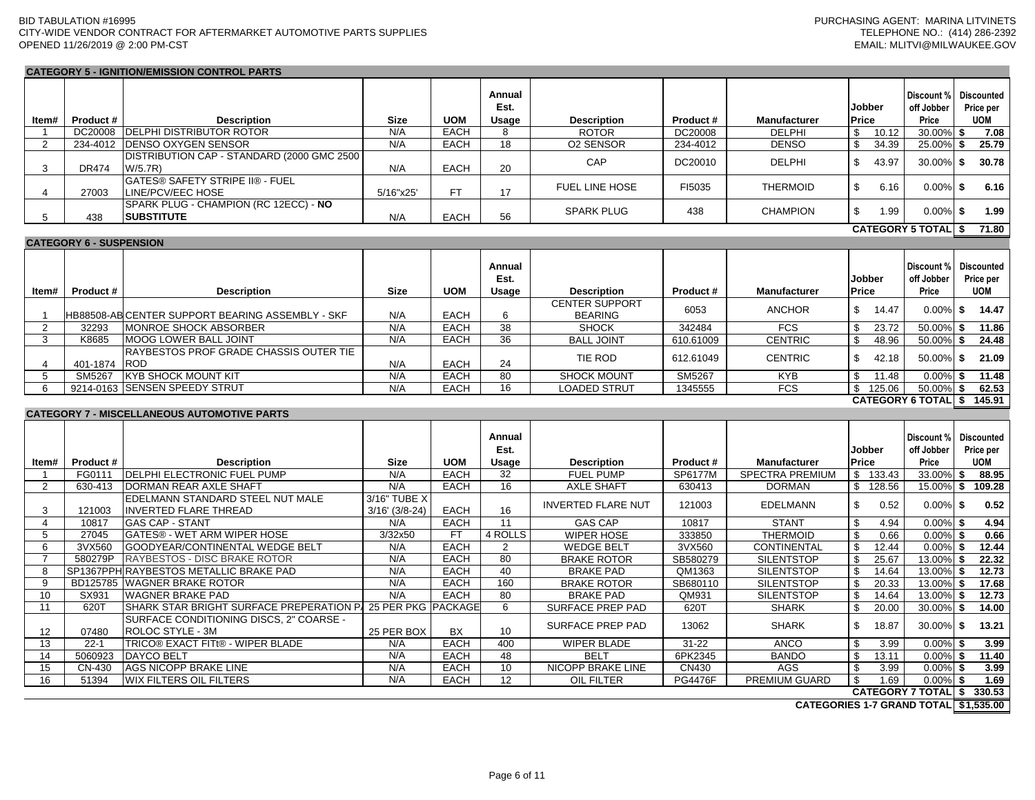BID TABULATION #16995
CITY-WIDE VENDOR CONTRACT FOR AFTERMARKET AUTOMOTIVE PARTS SUPPLIES
OPENED 11/26/2019 @ 2:00 PM-CST

PURCHASING AGENT: MARINA LITVINETS
TELEPHONE NO.: (414) 286-2392
EMAIL: MLITVI@MILWAUKEE.GOV

## CATEGORY 5 - IGNITION/EMISSION CONTROL PARTS

| Item# | Product # | Description | Size | UOM | Annual Est. Usage | Description | Product # | Manufacturer | Jobber Price | Discount % off Jobber Price | Discounted Price per UOM |
|---|---|---|---|---|---|---|---|---|---|---|---|
| 1 | DC20008 | DELPHI DISTRIBUTOR ROTOR | N/A | EACH | 8 | ROTOR | DC20008 | DELPHI | $ 10.12 | 30.00% | $ 7.08 |
| 2 | 234-4012 | DENSO OXYGEN SENSOR | N/A | EACH | 18 | O2 SENSOR | 234-4012 | DENSO | $ 34.39 | 25.00% | $ 25.79 |
| 3 | DR474 | DISTRIBUTION CAP - STANDARD (2000 GMC 2500 W/5.7R) | N/A | EACH | 20 | CAP | DC20010 | DELPHI | $ 43.97 | 30.00% | $ 30.78 |
| 4 | 27003 | GATES® SAFETY STRIPE II® - FUEL LINE/PCV/EEC HOSE | 5/16"x25' | FT | 17 | FUEL LINE HOSE | FI5035 | THERMOID | $ 6.16 | 0.00% | $ 6.16 |
| 5 | 438 | SPARK PLUG - CHAMPION (RC 12ECC) - **NO SUBSTITUTE** | N/A | EACH | 56 | SPARK PLUG | 438 | CHAMPION | $ 1.99 | 0.00% | $ 1.99 |
| | | | | | | | | | | **CATEGORY 5 TOTAL** | **$ 71.80** |

## CATEGORY 6 - SUSPENSION

| Item# | Product # | Description | Size | UOM | Annual Est. Usage | Description | Product # | Manufacturer | Jobber Price | Discount % off Jobber Price | Discounted Price per UOM |
|---|---|---|---|---|---|---|---|---|---|---|---|
| 1 | HB88508-AB | CENTER SUPPORT BEARING ASSEMBLY - SKF | N/A | EACH | 6 | CENTER SUPPORT BEARING | 6053 | ANCHOR | $ 14.47 | 0.00% | $ 14.47 |
| 2 | 32293 | MONROE SHOCK ABSORBER | N/A | EACH | 38 | SHOCK | 342484 | FCS | $ 23.72 | 50.00% | $ 11.86 |
| 3 | K8685 | MOOG LOWER BALL JOINT | N/A | EACH | 36 | BALL JOINT | 610.61009 | CENTRIC | $ 48.96 | 50.00% | $ 24.48 |
| 4 | 401-1874 | RAYBESTOS PROF GRADE CHASSIS OUTER TIE ROD | N/A | EACH | 24 | TIE ROD | 612.61049 | CENTRIC | $ 42.18 | 50.00% | $ 21.09 |
| 5 | SM5267 | KYB SHOCK MOUNT KIT | N/A | EACH | 80 | SHOCK MOUNT | SM5267 | KYB | $ 11.48 | 0.00% | $ 11.48 |
| 6 | 9214-0163 | SENSEN SPEEDY STRUT | N/A | EACH | 16 | LOADED STRUT | 1345555 | FCS | $ 125.06 | 50.00% | $ 62.53 |
| | | | | | | | | | | **CATEGORY 6 TOTAL** | **$ 145.91** |

## CATEGORY 7 - MISCELLANEOUS AUTOMOTIVE PARTS

| Item# | Product # | Description | Size | UOM | Annual Est. Usage | Description | Product # | Manufacturer | Jobber Price | Discount % off Jobber Price | Discounted Price per UOM |
|---|---|---|---|---|---|---|---|---|---|---|---|
| 1 | FG0111 | DELPHI ELECTRONIC FUEL PUMP | N/A | EACH | 32 | FUEL PUMP | SP6177M | SPECTRA PREMIUM | $ 133.43 | 33.00% | $ 88.95 |
| 2 | 630-413 | DORMAN REAR AXLE SHAFT | N/A | EACH | 16 | AXLE SHAFT | 630413 | DORMAN | $ 128.56 | 15.00% | $ 109.28 |
| 3 | 121003 | EDELMANN STANDARD STEEL NUT MALE INVERTED FLARE THREAD | 3/16" TUBE X 3/16' (3/8-24) | EACH | 16 | INVERTED FLARE NUT | 121003 | EDELMANN | $ 0.52 | 0.00% | $ 0.52 |
| 4 | 10817 | GAS CAP - STANT | N/A | EACH | 11 | GAS CAP | 10817 | STANT | $ 4.94 | 0.00% | $ 4.94 |
| 5 | 27045 | GATES® - WET ARM WIPER HOSE | 3/32x50 | FT | 4 ROLLS | WIPER HOSE | 333850 | THERMOID | $ 0.66 | 0.00% | $ 0.66 |
| 6 | 3VX560 | GOODYEAR/CONTINENTAL WEDGE BELT | N/A | EACH | 2 | WEDGE BELT | 3VX560 | CONTINENTAL | $ 12.44 | 0.00% | $ 12.44 |
| 7 | 580279P | RAYBESTOS - DISC BRAKE ROTOR | N/A | EACH | 80 | BRAKE ROTOR | SB580279 | SILENTSTOP | $ 25.67 | 13.00% | $ 22.32 |
| 8 | SP1367PPH | RAYBESTOS METALLIC BRAKE PAD | N/A | EACH | 40 | BRAKE PAD | QM1363 | SILENTSTOP | $ 14.64 | 13.00% | $ 12.73 |
| 9 | BD125785 | WAGNER BRAKE ROTOR | N/A | EACH | 160 | BRAKE ROTOR | SB680110 | SILENTSTOP | $ 20.33 | 13.00% | $ 17.68 |
| 10 | SX931 | WAGNER BRAKE PAD | N/A | EACH | 80 | BRAKE PAD | QM931 | SILENTSTOP | $ 14.64 | 13.00% | $ 12.73 |
| 11 | 620T | SHARK STAR BRIGHT SURFACE PREPERATION P/ | 25 PER PKG | PACKAGE | 6 | SURFACE PREP PAD | 620T | SHARK | $ 20.00 | 30.00% | $ 14.00 |
| 12 | 07480 | SURFACE CONDITIONING DISCS, 2" COARSE - ROLOC STYLE - 3M | 25 PER BOX | BX | 10 | SURFACE PREP PAD | 13062 | SHARK | $ 18.87 | 30.00% | $ 13.21 |
| 13 | 22-1 | TRICO® EXACT FITt® - WIPER BLADE | N/A | EACH | 400 | WIPER BLADE | 31-22 | ANCO | $ 3.99 | 0.00% | $ 3.99 |
| 14 | 5060923 | DAYCO BELT | N/A | EACH | 48 | BELT | 6PK2345 | BANDO | $ 13.11 | 0.00% | $ 11.40 |
| 15 | CN-430 | AGS NICOPP BRAKE LINE | N/A | EACH | 10 | NICOPP BRAKE LINE | CN430 | AGS | $ 3.99 | 0.00% | $ 3.99 |
| 16 | 51394 | WIX FILTERS OIL FILTERS | N/A | EACH | 12 | OIL FILTER | PG4476F | PREMIUM GUARD | $ 1.69 | 0.00% | $ 1.69 |
| | | | | | | | | | | **CATEGORY 7 TOTAL** | **$ 330.53** |

**CATEGORIES 1-7 GRAND TOTAL $1,535.00**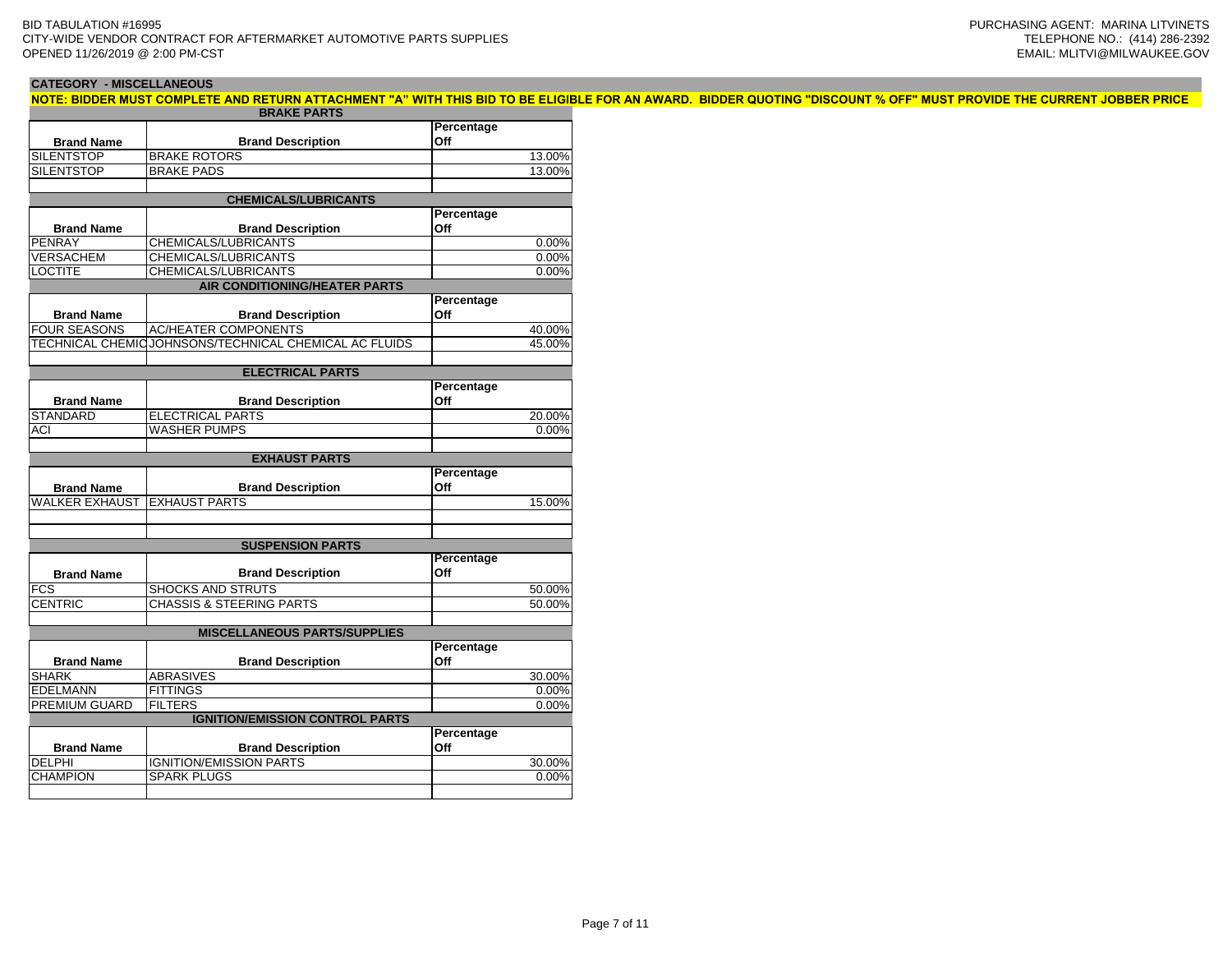BID TABULATION #16995
CITY-WIDE VENDOR CONTRACT FOR AFTERMARKET AUTOMOTIVE PARTS SUPPLIES
OPENED 11/26/2019 @ 2:00 PM-CST

PURCHASING AGENT: MARINA LITVINETS
TELEPHONE NO.: (414) 286-2392
EMAIL: MLITVI@MILWAUKEE.GOV

**CATEGORY - MISCELLANEOUS**

**NOTE: BIDDER MUST COMPLETE AND RETURN ATTACHMENT "A" WITH THIS BID TO BE ELIGIBLE FOR AN AWARD. BIDDER QUOTING "DISCOUNT % OFF" MUST PROVIDE THE CURRENT JOBBER PRICE**

**BRAKE PARTS**

| Brand Name | Brand Description | Percentage Off |
|---|---|---|
| SILENTSTOP | BRAKE ROTORS | 13.00% |
| SILENTSTOP | BRAKE PADS | 13.00% |
| | | |

**CHEMICALS/LUBRICANTS**

| Brand Name | Brand Description | Percentage Off |
|---|---|---|
| PENRAY | CHEMICALS/LUBRICANTS | 0.00% |
| VERSACHEM | CHEMICALS/LUBRICANTS | 0.00% |
| LOCTITE | CHEMICALS/LUBRICANTS | 0.00% |

**AIR CONDITIONING/HEATER PARTS**

| Brand Name | Brand Description | Percentage Off |
|---|---|---|
| FOUR SEASONS | AC/HEATER COMPONENTS | 40.00% |
| TECHNICAL CHEMIC | JOHNSONS/TECHNICAL CHEMICAL AC FLUIDS | 45.00% |
| | | |

**ELECTRICAL PARTS**

| Brand Name | Brand Description | Percentage Off |
|---|---|---|
| STANDARD | ELECTRICAL PARTS | 20.00% |
| ACI | WASHER PUMPS | 0.00% |
| | | |

**EXHAUST PARTS**

| Brand Name | Brand Description | Percentage Off |
|---|---|---|
| WALKER EXHAUST | EXHAUST PARTS | 15.00% |
| | | |
| | | |

**SUSPENSION PARTS**

| Brand Name | Brand Description | Percentage Off |
|---|---|---|
| FCS | SHOCKS AND STRUTS | 50.00% |
| CENTRIC | CHASSIS & STEERING PARTS | 50.00% |
| | | |

**MISCELLANEOUS PARTS/SUPPLIES**

| Brand Name | Brand Description | Percentage Off |
|---|---|---|
| SHARK | ABRASIVES | 30.00% |
| EDELMANN | FITTINGS | 0.00% |
| PREMIUM GUARD | FILTERS | 0.00% |

**IGNITION/EMISSION CONTROL PARTS**

| Brand Name | Brand Description | Percentage Off |
|---|---|---|
| DELPHI | IGNITION/EMISSION PARTS | 30.00% |
| CHAMPION | SPARK PLUGS | 0.00% |
| | | |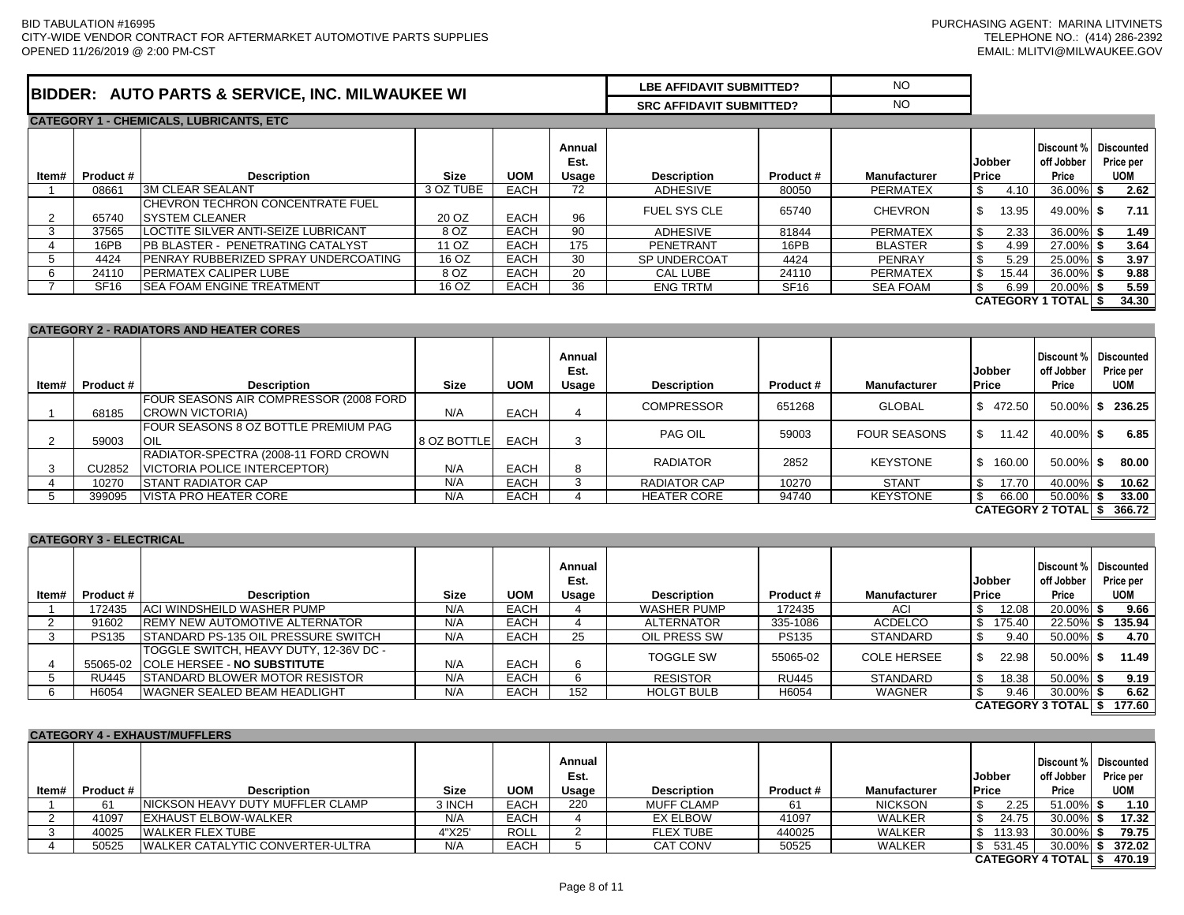BID TABULATION #16995
CITY-WIDE VENDOR CONTRACT FOR AFTERMARKET AUTOMOTIVE PARTS SUPPLIES
OPENED 11/26/2019 @ 2:00 PM-CST

PURCHASING AGENT: MARINA LITVINETS
TELEPHONE NO.: (414) 286-2392
EMAIL: MLITVI@MILWAUKEE.GOV

## BIDDER: AUTO PARTS & SERVICE, INC. MILWAUKEE WI

| LBE AFFIDAVIT SUBMITTED? | NO |
|---|---|
| SRC AFFIDAVIT SUBMITTED? | NO |

### CATEGORY 1 - CHEMICALS, LUBRICANTS, ETC

| Item# | Product # | Description | Size | UOM | Annual Est. Usage | Description | Product # | Manufacturer | Jobber Price | Discount % off Jobber Price | Discounted Price per UOM |
|---|---|---|---|---|---|---|---|---|---|---|---|
| 1 | 08661 | 3M CLEAR SEALANT | 3 OZ TUBE | EACH | 72 | ADHESIVE | 80050 | PERMATEX | $ 4.10 | 36.00% | $ 2.62 |
| 2 | 65740 | CHEVRON TECHRON CONCENTRATE FUEL SYSTEM CLEANER | 20 OZ | EACH | 96 | FUEL SYS CLE | 65740 | CHEVRON | $ 13.95 | 49.00% | $ 7.11 |
| 3 | 37565 | LOCTITE SILVER ANTI-SEIZE LUBRICANT | 8 OZ | EACH | 90 | ADHESIVE | 81844 | PERMATEX | $ 2.33 | 36.00% | $ 1.49 |
| 4 | 16PB | PB BLASTER - PENETRATING CATALYST | 11 OZ | EACH | 175 | PENETRANT | 16PB | BLASTER | $ 4.99 | 27.00% | $ 3.64 |
| 5 | 4424 | PENRAY RUBBERIZED SPRAY UNDERCOATING | 16 OZ | EACH | 30 | SP UNDERCOAT | 4424 | PENRAY | $ 5.29 | 25.00% | $ 3.97 |
| 6 | 24110 | PERMATEX CALIPER LUBE | 8 OZ | EACH | 20 | CAL LUBE | 24110 | PERMATEX | $ 15.44 | 36.00% | $ 9.88 |
| 7 | SF16 | SEA FOAM ENGINE TREATMENT | 16 OZ | EACH | 36 | ENG TRTM | SF16 | SEA FOAM | $ 6.99 | 20.00% | $ 5.59 |
| | | | | | | | | | | CATEGORY 1 TOTAL | $ 34.30 |

### CATEGORY 2 - RADIATORS AND HEATER CORES

| Item# | Product # | Description | Size | UOM | Annual Est. Usage | Description | Product # | Manufacturer | Jobber Price | Discount % off Jobber Price | Discounted Price per UOM |
|---|---|---|---|---|---|---|---|---|---|---|---|
| 1 | 68185 | FOUR SEASONS AIR COMPRESSOR (2008 FORD CROWN VICTORIA) | N/A | EACH | 4 | COMPRESSOR | 651268 | GLOBAL | $ 472.50 | 50.00% | $ 236.25 |
| 2 | 59003 | FOUR SEASONS 8 OZ BOTTLE PREMIUM PAG OIL | 8 OZ BOTTLE | EACH | 3 | PAG OIL | 59003 | FOUR SEASONS | $ 11.42 | 40.00% | $ 6.85 |
| 3 | CU2852 | RADIATOR-SPECTRA (2008-11 FORD CROWN VICTORIA POLICE INTERCEPTOR) | N/A | EACH | 8 | RADIATOR | 2852 | KEYSTONE | $ 160.00 | 50.00% | $ 80.00 |
| 4 | 10270 | STANT RADIATOR CAP | N/A | EACH | 3 | RADIATOR CAP | 10270 | STANT | $ 17.70 | 40.00% | $ 10.62 |
| 5 | 399095 | VISTA PRO HEATER CORE | N/A | EACH | 4 | HEATER CORE | 94740 | KEYSTONE | $ 66.00 | 50.00% | $ 33.00 |
| | | | | | | | | | | CATEGORY 2 TOTAL | $ 366.72 |

### CATEGORY 3 - ELECTRICAL

| Item# | Product # | Description | Size | UOM | Annual Est. Usage | Description | Product # | Manufacturer | Jobber Price | Discount % off Jobber Price | Discounted Price per UOM |
|---|---|---|---|---|---|---|---|---|---|---|---|
| 1 | 172435 | ACI WINDSHEILD WASHER PUMP | N/A | EACH | 4 | WASHER PUMP | 172435 | ACI | $ 12.08 | 20.00% | $ 9.66 |
| 2 | 91602 | REMY NEW AUTOMOTIVE ALTERNATOR | N/A | EACH | 4 | ALTERNATOR | 335-1086 | ACDELCO | $ 175.40 | 22.50% | $ 135.94 |
| 3 | PS135 | STANDARD PS-135 OIL PRESSURE SWITCH | N/A | EACH | 25 | OIL PRESS SW | PS135 | STANDARD | $ 9.40 | 50.00% | $ 4.70 |
| 4 | 55065-02 | TOGGLE SWITCH, HEAVY DUTY, 12-36V DC - COLE HERSEE - **NO SUBSTITUTE** | N/A | EACH | 6 | TOGGLE SW | 55065-02 | COLE HERSEE | $ 22.98 | 50.00% | $ 11.49 |
| 5 | RU445 | STANDARD BLOWER MOTOR RESISTOR | N/A | EACH | 6 | RESISTOR | RU445 | STANDARD | $ 18.38 | 50.00% | $ 9.19 |
| 6 | H6054 | WAGNER SEALED BEAM HEADLIGHT | N/A | EACH | 152 | HOLGT BULB | H6054 | WAGNER | $ 9.46 | 30.00% | $ 6.62 |
| | | | | | | | | | | CATEGORY 3 TOTAL | $ 177.60 |

### CATEGORY 4 - EXHAUST/MUFFLERS

| Item# | Product # | Description | Size | UOM | Annual Est. Usage | Description | Product # | Manufacturer | Jobber Price | Discount % off Jobber Price | Discounted Price per UOM |
|---|---|---|---|---|---|---|---|---|---|---|---|
| 1 | 61 | NICKSON HEAVY DUTY MUFFLER CLAMP | 3 INCH | EACH | 220 | MUFF CLAMP | 61 | NICKSON | $ 2.25 | 51.00% | $ 1.10 |
| 2 | 41097 | EXHAUST ELBOW-WALKER | N/A | EACH | 4 | EX ELBOW | 41097 | WALKER | $ 24.75 | 30.00% | $ 17.32 |
| 3 | 40025 | WALKER FLEX TUBE | 4"X25' | ROLL | 2 | FLEX TUBE | 440025 | WALKER | $ 113.93 | 30.00% | $ 79.75 |
| 4 | 50525 | WALKER CATALYTIC CONVERTER-ULTRA | N/A | EACH | 5 | CAT CONV | 50525 | WALKER | $ 531.45 | 30.00% | $ 372.02 |
| | | | | | | | | | | CATEGORY 4 TOTAL | $ 470.19 |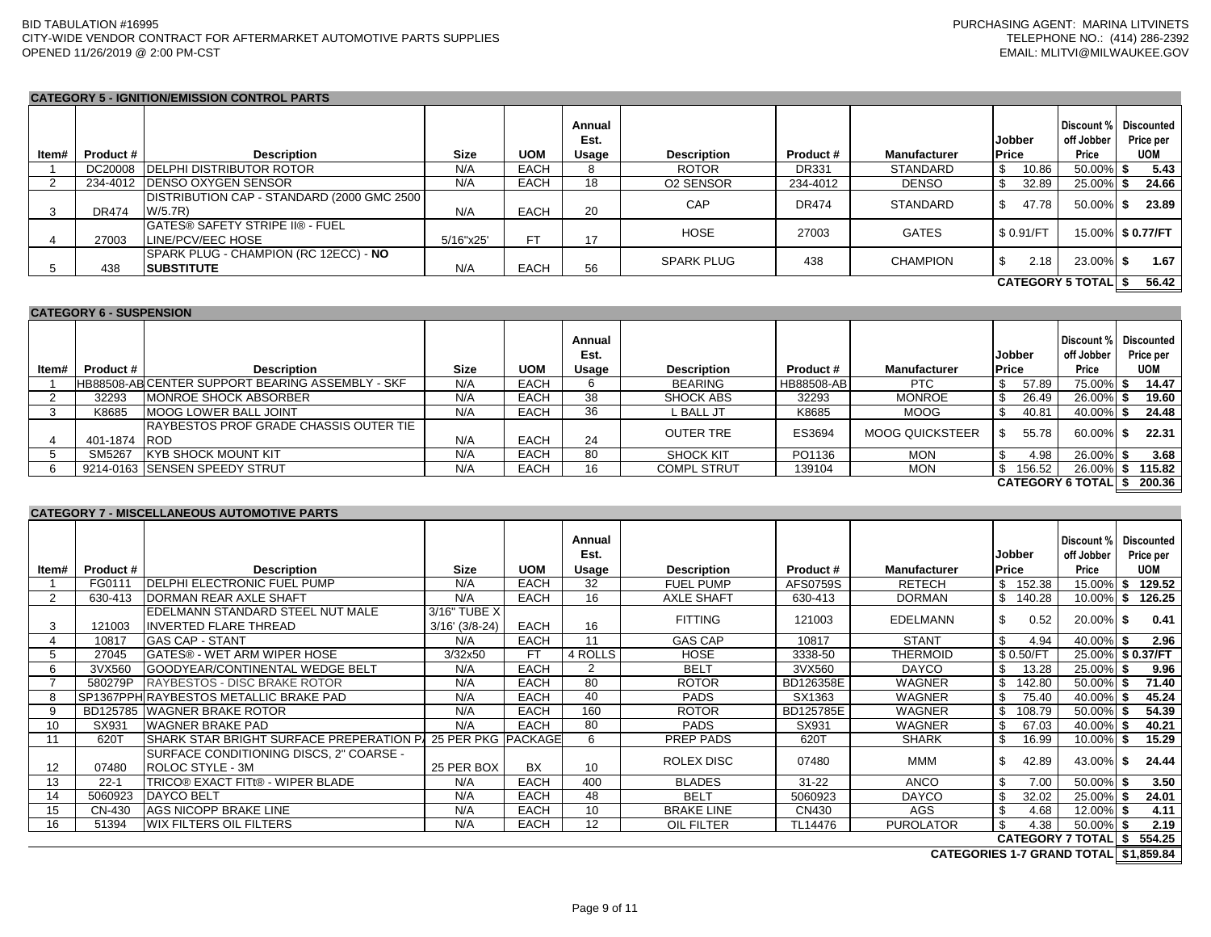BID TABULATION #16995
CITY-WIDE VENDOR CONTRACT FOR AFTERMARKET AUTOMOTIVE PARTS SUPPLIES
OPENED 11/26/2019 @ 2:00 PM-CST

PURCHASING AGENT: MARINA LITVINETS
TELEPHONE NO.: (414) 286-2392
EMAIL: MLITVI@MILWAUKEE.GOV

## CATEGORY 5 - IGNITION/EMISSION CONTROL PARTS

| Item# | Product # | Description | Size | UOM | Annual Est. Usage | Description | Product # | Manufacturer | Jobber Price | Discount % off Jobber Price | Discounted Price per UOM |
|---|---|---|---|---|---|---|---|---|---|---|---|
| 1 | DC20008 | DELPHI DISTRIBUTOR ROTOR | N/A | EACH | 8 | ROTOR | DR331 | STANDARD | $ 10.86 | 50.00% | $ 5.43 |
| 2 | 234-4012 | DENSO OXYGEN SENSOR | N/A | EACH | 18 | O2 SENSOR | 234-4012 | DENSO | $ 32.89 | 25.00% | $ 24.66 |
| 3 | DR474 | DISTRIBUTION CAP - STANDARD (2000 GMC 2500 W/5.7R) | N/A | EACH | 20 | CAP | DR474 | STANDARD | $ 47.78 | 50.00% | $ 23.89 |
| 4 | 27003 | GATES® SAFETY STRIPE II® - FUEL LINE/PCV/EEC HOSE | 5/16"x25' | FT | 17 | HOSE | 27003 | GATES | $ 0.91/FT | 15.00% | $ 0.77/FT |
| 5 | 438 | SPARK PLUG - CHAMPION (RC 12ECC) - **NO SUBSTITUTE** | N/A | EACH | 56 | SPARK PLUG | 438 | CHAMPION | $ 2.18 | 23.00% | $ 1.67 |
| | | | | | | | | | | CATEGORY 5 TOTAL | $ 56.42 |

## CATEGORY 6 - SUSPENSION

| Item# | Product # | Description | Size | UOM | Annual Est. Usage | Description | Product # | Manufacturer | Jobber Price | Discount % off Jobber Price | Discounted Price per UOM |
|---|---|---|---|---|---|---|---|---|---|---|---|
| 1 | HB88508-AB | CENTER SUPPORT BEARING ASSEMBLY - SKF | N/A | EACH | 6 | BEARING | HB88508-AB | PTC | $ 57.89 | 75.00% | $ 14.47 |
| 2 | 32293 | MONROE SHOCK ABSORBER | N/A | EACH | 38 | SHOCK ABS | 32293 | MONROE | $ 26.49 | 26.00% | $ 19.60 |
| 3 | K8685 | MOOG LOWER BALL JOINT | N/A | EACH | 36 | L BALL JT | K8685 | MOOG | $ 40.81 | 40.00% | $ 24.48 |
| 4 | 401-1874 | RAYBESTOS PROF GRADE CHASSIS OUTER TIE ROD | N/A | EACH | 24 | OUTER TRE | ES3694 | MOOG QUICKSTEER | $ 55.78 | 60.00% | $ 22.31 |
| 5 | SM5267 | KYB SHOCK MOUNT KIT | N/A | EACH | 80 | SHOCK KIT | PO1136 | MON | $ 4.98 | 26.00% | $ 3.68 |
| 6 | 9214-0163 | SENSEN SPEEDY STRUT | N/A | EACH | 16 | COMPL STRUT | 139104 | MON | $ 156.52 | 26.00% | $ 115.82 |
| | | | | | | | | | | CATEGORY 6 TOTAL | $ 200.36 |

## CATEGORY 7 - MISCELLANEOUS AUTOMOTIVE PARTS

| Item# | Product # | Description | Size | UOM | Annual Est. Usage | Description | Product # | Manufacturer | Jobber Price | Discount % off Jobber Price | Discounted Price per UOM |
|---|---|---|---|---|---|---|---|---|---|---|---|
| 1 | FG0111 | DELPHI ELECTRONIC FUEL PUMP | N/A | EACH | 32 | FUEL PUMP | AFS0759S | RETECH | $ 152.38 | 15.00% | $ 129.52 |
| 2 | 630-413 | DORMAN REAR AXLE SHAFT | N/A | EACH | 16 | AXLE SHAFT | 630-413 | DORMAN | $ 140.28 | 10.00% | $ 126.25 |
| 3 | 121003 | EDELMANN STANDARD STEEL NUT MALE INVERTED FLARE THREAD | 3/16" TUBE X 3/16' (3/8-24) | EACH | 16 | FITTING | 121003 | EDELMANN | $ 0.52 | 20.00% | $ 0.41 |
| 4 | 10817 | GAS CAP - STANT | N/A | EACH | 11 | GAS CAP | 10817 | STANT | $ 4.94 | 40.00% | $ 2.96 |
| 5 | 27045 | GATES® - WET ARM WIPER HOSE | 3/32x50 | FT | 4 ROLLS | HOSE | 3338-50 | THERMOID | $ 0.50/FT | 25.00% | $ 0.37/FT |
| 6 | 3VX560 | GOODYEAR/CONTINENTAL WEDGE BELT | N/A | EACH | 2 | BELT | 3VX560 | DAYCO | $ 13.28 | 25.00% | $ 9.96 |
| 7 | 580279P | RAYBESTOS - DISC BRAKE ROTOR | N/A | EACH | 80 | ROTOR | BD126358E | WAGNER | $ 142.80 | 50.00% | $ 71.40 |
| 8 | SP1367PPH | RAYBESTOS METALLIC BRAKE PAD | N/A | EACH | 40 | PADS | SX1363 | WAGNER | $ 75.40 | 40.00% | $ 45.24 |
| 9 | BD125785 | WAGNER BRAKE ROTOR | N/A | EACH | 160 | ROTOR | BD125785E | WAGNER | $ 108.79 | 50.00% | $ 54.39 |
| 10 | SX931 | WAGNER BRAKE PAD | N/A | EACH | 80 | PADS | SX931 | WAGNER | $ 67.03 | 40.00% | $ 40.21 |
| 11 | 620T | SHARK STAR BRIGHT SURFACE PREPERATION PA | 25 PER PKG | PACKAGE | 6 | PREP PADS | 620T | SHARK | $ 16.99 | 10.00% | $ 15.29 |
| 12 | 07480 | SURFACE CONDITIONING DISCS, 2" COARSE - ROLOC STYLE - 3M | 25 PER BOX | BX | 10 | ROLEX DISC | 07480 | MMM | $ 42.89 | 43.00% | $ 24.44 |
| 13 | 22-1 | TRICO® EXACT FITt® - WIPER BLADE | N/A | EACH | 400 | BLADES | 31-22 | ANCO | $ 7.00 | 50.00% | $ 3.50 |
| 14 | 5060923 | DAYCO BELT | N/A | EACH | 48 | BELT | 5060923 | DAYCO | $ 32.02 | 25.00% | $ 24.01 |
| 15 | CN-430 | AGS NICOPP BRAKE LINE | N/A | EACH | 10 | BRAKE LINE | CN430 | AGS | $ 4.68 | 12.00% | $ 4.11 |
| 16 | 51394 | WIX FILTERS OIL FILTERS | N/A | EACH | 12 | OIL FILTER | TL14476 | PUROLATOR | $ 4.38 | 50.00% | $ 2.19 |
| | | | | | | | | | | CATEGORY 7 TOTAL | $ 554.25 |
| | | | | | | | | | | CATEGORIES 1-7 GRAND TOTAL | $1,859.84 |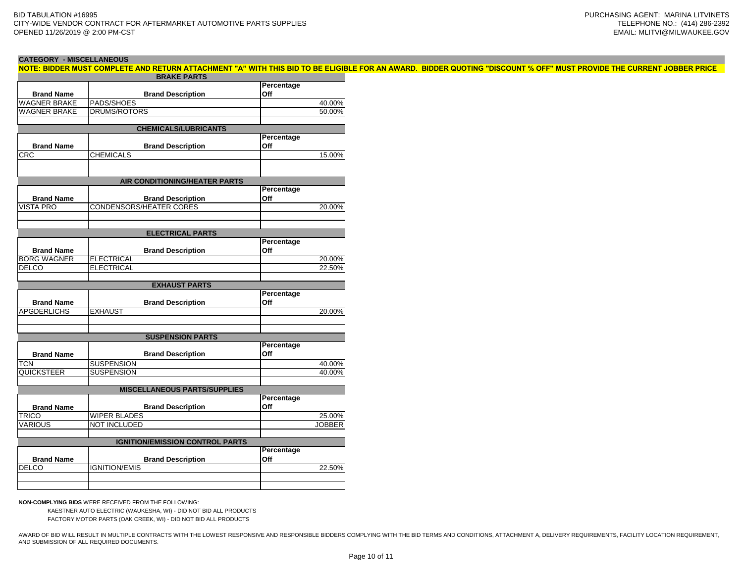BID TABULATION #16995
CITY-WIDE VENDOR CONTRACT FOR AFTERMARKET AUTOMOTIVE PARTS SUPPLIES
OPENED 11/26/2019 @ 2:00 PM-CST

PURCHASING AGENT: MARINA LITVINETS
TELEPHONE NO.: (414) 286-2392
EMAIL: MLITVI@MILWAUKEE.GOV

**CATEGORY - MISCELLANEOUS**

**NOTE: BIDDER MUST COMPLETE AND RETURN ATTACHMENT "A" WITH THIS BID TO BE ELIGIBLE FOR AN AWARD. BIDDER QUOTING "DISCOUNT % OFF" MUST PROVIDE THE CURRENT JOBBER PRICE**

| Brand Name | Brand Description | Percentage Off |
|---|---|---|
| **BRAKE PARTS** | | |
| WAGNER BRAKE | PADS/SHOES | 40.00% |
| WAGNER BRAKE | DRUMS/ROTORS | 50.00% |
| | | |
| **CHEMICALS/LUBRICANTS** | | |
| **Brand Name** | **Brand Description** | **Percentage Off** |
| CRC | CHEMICALS | 15.00% |
| | | |
| | | |
| **AIR CONDITIONING/HEATER PARTS** | | |
| **Brand Name** | **Brand Description** | **Percentage Off** |
| VISTA PRO | CONDENSORS/HEATER CORES | 20.00% |
| | | |
| | | |
| **ELECTRICAL PARTS** | | |
| **Brand Name** | **Brand Description** | **Percentage Off** |
| BORG WAGNER | ELECTRICAL | 20.00% |
| DELCO | ELECTRICAL | 22.50% |
| | | |
| **EXHAUST PARTS** | | |
| **Brand Name** | **Brand Description** | **Percentage Off** |
| APGDERLICHS | EXHAUST | 20.00% |
| | | |
| | | |
| **SUSPENSION PARTS** | | |
| **Brand Name** | **Brand Description** | **Percentage Off** |
| TCN | SUSPENSION | 40.00% |
| QUICKSTEER | SUSPENSION | 40.00% |
| | | |
| **MISCELLANEOUS PARTS/SUPPLIES** | | |
| **Brand Name** | **Brand Description** | **Percentage Off** |
| TRICO | WIPER BLADES | 25.00% |
| VARIOUS | NOT INCLUDED | JOBBER |
| | | |
| **IGNITION/EMISSION CONTROL PARTS** | | |
| **Brand Name** | **Brand Description** | **Percentage Off** |
| DELCO | IGNITION/EMIS | 22.50% |
| | | |
| | | |

**NON-COMPLYING BIDS** WERE RECEIVED FROM THE FOLLOWING:

KAESTNER AUTO ELECTRIC (WAUKESHA, WI) - DID NOT BID ALL PRODUCTS
FACTORY MOTOR PARTS (OAK CREEK, WI) - DID NOT BID ALL PRODUCTS

AWARD OF BID WILL RESULT IN MULTIPLE CONTRACTS WITH THE LOWEST RESPONSIVE AND RESPONSIBLE BIDDERS COMPLYING WITH THE BID TERMS AND CONDITIONS, ATTACHMENT A, DELIVERY REQUIREMENTS, FACILITY LOCATION REQUIREMENT, AND SUBMISSION OF ALL REQUIRED DOCUMENTS.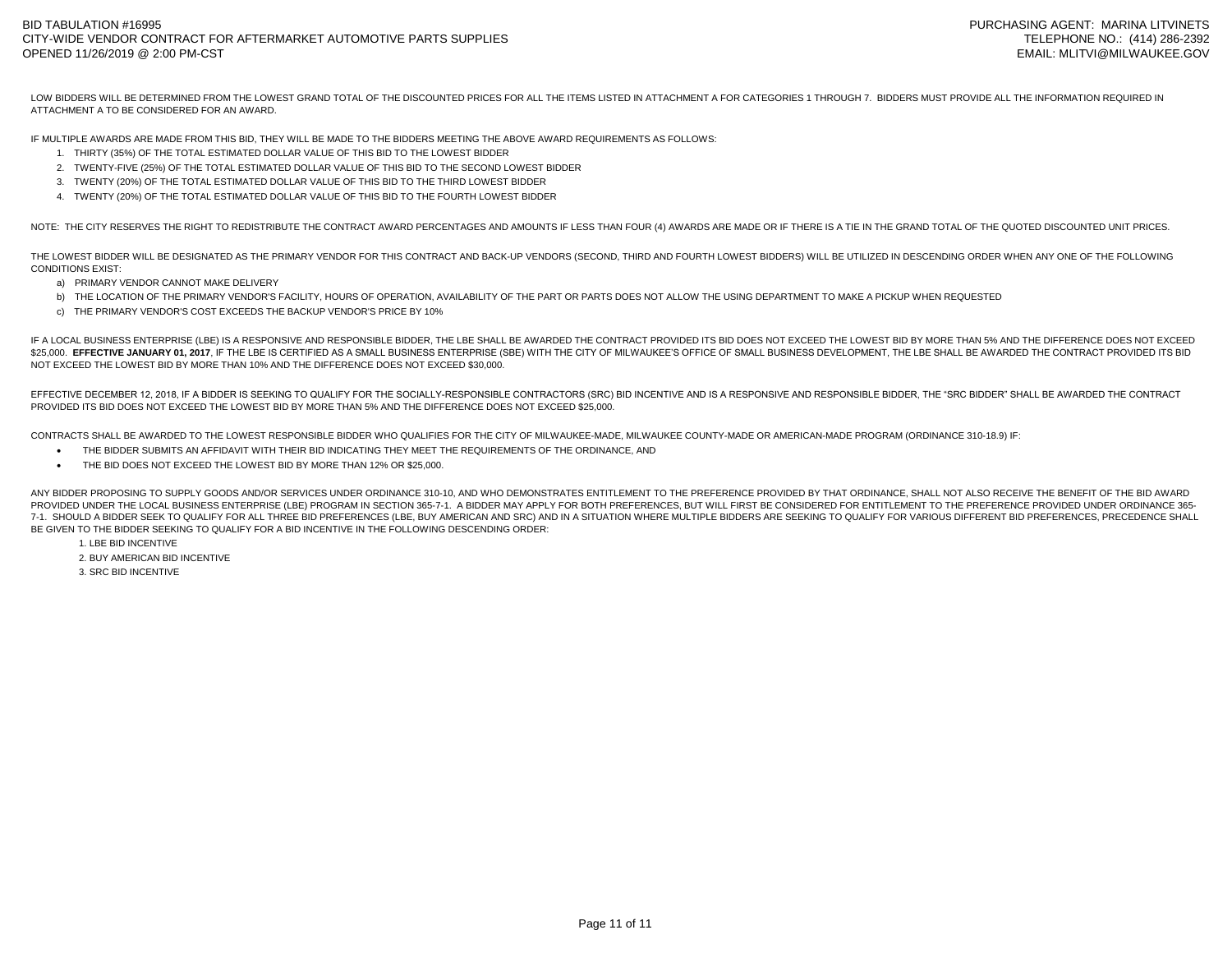LOW BIDDERS WILL BE DETERMINED FROM THE LOWEST GRAND TOTAL OF THE DISCOUNTED PRICES FOR ALL THE ITEMS LISTED IN ATTACHMENT A FOR CATEGORIES 1 THROUGH 7. BIDDERS MUST PROVIDE ALL THE INFORMATION REQUIRED IN ATTACHMENT A TO BE CONSIDERED FOR AN AWARD.

IF MULTIPLE AWARDS ARE MADE FROM THIS BID, THEY WILL BE MADE TO THE BIDDERS MEETING THE ABOVE AWARD REQUIREMENTS AS FOLLOWS:

1. THIRTY (35%) OF THE TOTAL ESTIMATED DOLLAR VALUE OF THIS BID TO THE LOWEST BIDDER
2. TWENTY-FIVE (25%) OF THE TOTAL ESTIMATED DOLLAR VALUE OF THIS BID TO THE SECOND LOWEST BIDDER
3. TWENTY (20%) OF THE TOTAL ESTIMATED DOLLAR VALUE OF THIS BID TO THE THIRD LOWEST BIDDER
4. TWENTY (20%) OF THE TOTAL ESTIMATED DOLLAR VALUE OF THIS BID TO THE FOURTH LOWEST BIDDER

NOTE: THE CITY RESERVES THE RIGHT TO REDISTRIBUTE THE CONTRACT AWARD PERCENTAGES AND AMOUNTS IF LESS THAN FOUR (4) AWARDS ARE MADE OR IF THERE IS A TIE IN THE GRAND TOTAL OF THE QUOTED DISCOUNTED UNIT PRICES.

THE LOWEST BIDDER WILL BE DESIGNATED AS THE PRIMARY VENDOR FOR THIS CONTRACT AND BACK-UP VENDORS (SECOND, THIRD AND FOURTH LOWEST BIDDERS) WILL BE UTILIZED IN DESCENDING ORDER WHEN ANY ONE OF THE FOLLOWING CONDITIONS EXIST:

a) PRIMARY VENDOR CANNOT MAKE DELIVERY
b) THE LOCATION OF THE PRIMARY VENDOR'S FACILITY, HOURS OF OPERATION, AVAILABILITY OF THE PART OR PARTS DOES NOT ALLOW THE USING DEPARTMENT TO MAKE A PICKUP WHEN REQUESTED
c) THE PRIMARY VENDOR'S COST EXCEEDS THE BACKUP VENDOR'S PRICE BY 10%

IF A LOCAL BUSINESS ENTERPRISE (LBE) IS A RESPONSIVE AND RESPONSIBLE BIDDER, THE LBE SHALL BE AWARDED THE CONTRACT PROVIDED ITS BID DOES NOT EXCEED THE LOWEST BID BY MORE THAN 5% AND THE DIFFERENCE DOES NOT EXCEED $25,000. **EFFECTIVE JANUARY 01, 2017**, IF THE LBE IS CERTIFIED AS A SMALL BUSINESS ENTERPRISE (SBE) WITH THE CITY OF MILWAUKEE'S OFFICE OF SMALL BUSINESS DEVELOPMENT, THE LBE SHALL BE AWARDED THE CONTRACT PROVIDED ITS BID NOT EXCEED THE LOWEST BID BY MORE THAN 10% AND THE DIFFERENCE DOES NOT EXCEED $30,000.

EFFECTIVE DECEMBER 12, 2018, IF A BIDDER IS SEEKING TO QUALIFY FOR THE SOCIALLY-RESPONSIBLE CONTRACTORS (SRC) BID INCENTIVE AND IS A RESPONSIVE AND RESPONSIBLE BIDDER, THE "SRC BIDDER" SHALL BE AWARDED THE CONTRACT PROVIDED ITS BID DOES NOT EXCEED THE LOWEST BID BY MORE THAN 5% AND THE DIFFERENCE DOES NOT EXCEED $25,000.

CONTRACTS SHALL BE AWARDED TO THE LOWEST RESPONSIBLE BIDDER WHO QUALIFIES FOR THE CITY OF MILWAUKEE-MADE, MILWAUKEE COUNTY-MADE OR AMERICAN-MADE PROGRAM (ORDINANCE 310-18.9) IF:

- THE BIDDER SUBMITS AN AFFIDAVIT WITH THEIR BID INDICATING THEY MEET THE REQUIREMENTS OF THE ORDINANCE, AND
- THE BID DOES NOT EXCEED THE LOWEST BID BY MORE THAN 12% OR $25,000.

ANY BIDDER PROPOSING TO SUPPLY GOODS AND/OR SERVICES UNDER ORDINANCE 310-10, AND WHO DEMONSTRATES ENTITLEMENT TO THE PREFERENCE PROVIDED BY THAT ORDINANCE, SHALL NOT ALSO RECEIVE THE BENEFIT OF THE BID AWARD PROVIDED UNDER THE LOCAL BUSINESS ENTERPRISE (LBE) PROGRAM IN SECTION 365-7-1. A BIDDER MAY APPLY FOR BOTH PREFERENCES, BUT WILL FIRST BE CONSIDERED FOR ENTITLEMENT TO THE PREFERENCE PROVIDED UNDER ORDINANCE 365-7-1. SHOULD A BIDDER SEEK TO QUALIFY FOR ALL THREE BID PREFERENCES (LBE, BUY AMERICAN AND SRC) AND IN A SITUATION WHERE MULTIPLE BIDDERS ARE SEEKING TO QUALIFY FOR VARIOUS DIFFERENT BID PREFERENCES, PRECEDENCE SHALL BE GIVEN TO THE BIDDER SEEKING TO QUALIFY FOR A BID INCENTIVE IN THE FOLLOWING DESCENDING ORDER:

1. LBE BID INCENTIVE
2. BUY AMERICAN BID INCENTIVE
3. SRC BID INCENTIVE